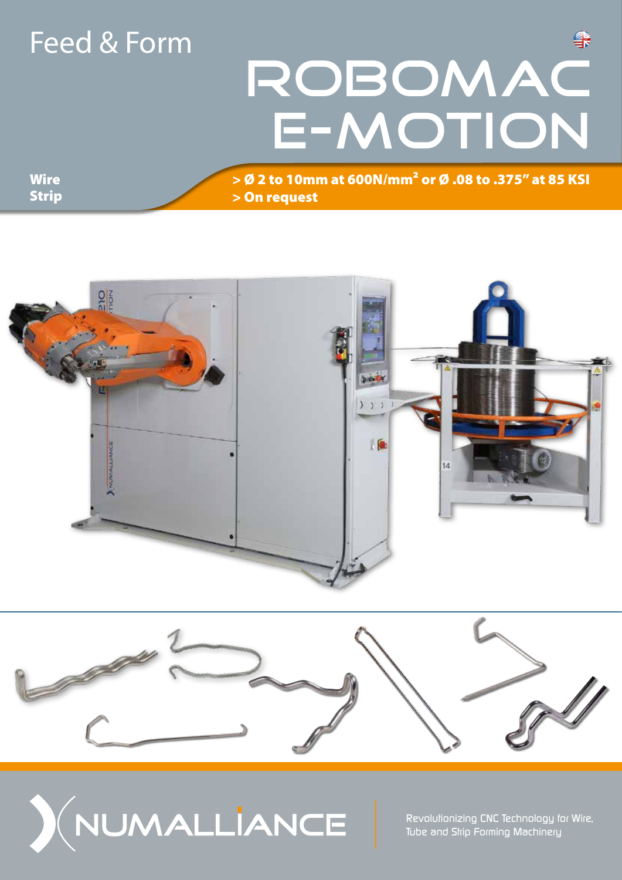Feed & Form

# ROBOMAC E-MOTION

| | |
|---|---|
| **Wire** | **> Ø 2 to 10mm at 600N/mm² or Ø .08 to .375" at 85 KSI** |
| **Strip** | **> On request** |

NUMALLIANCE

Revolutionizing CNC Technology for Wire, Tube and Strip Forming Machinery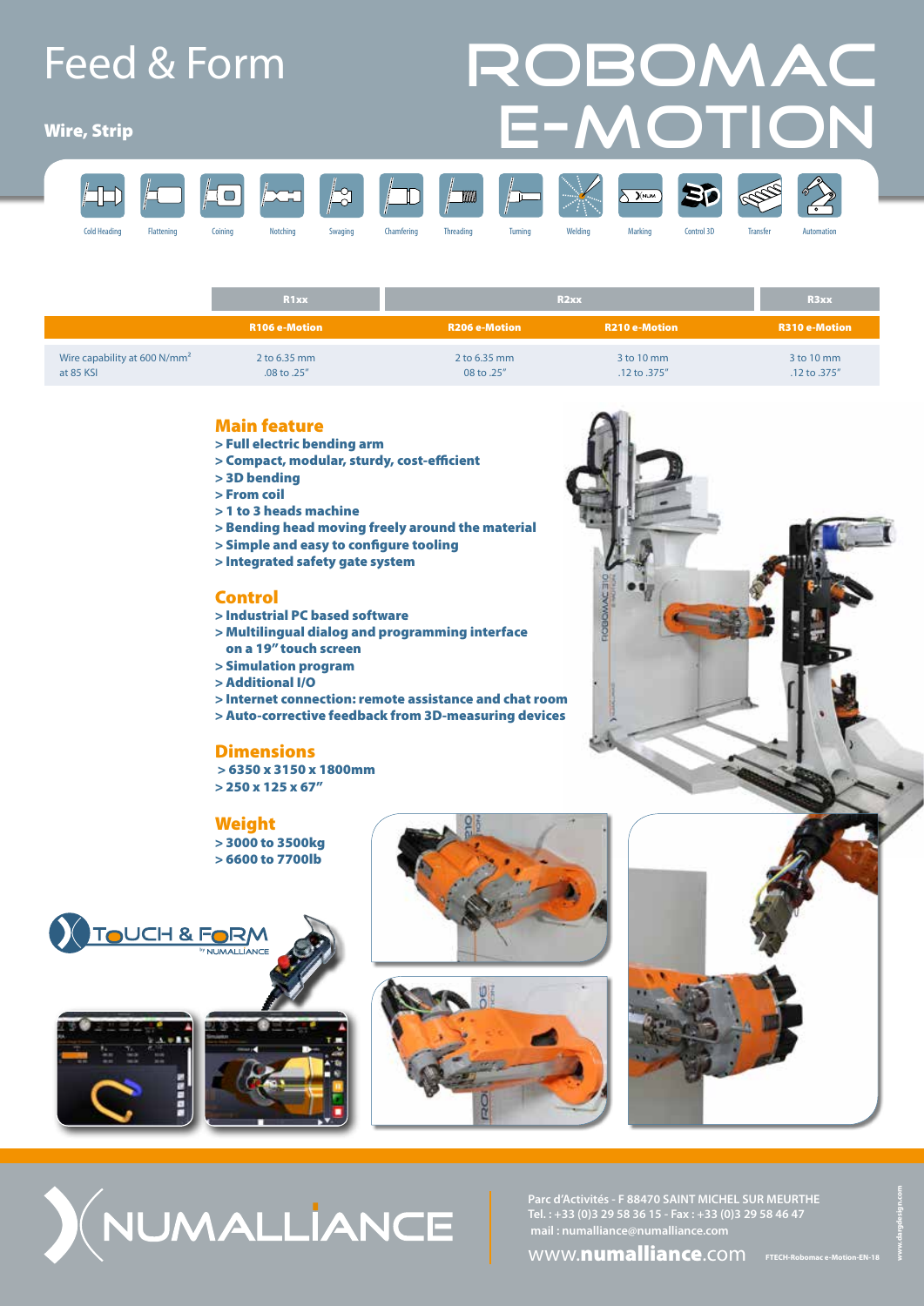# Feed & Form

**Wire, Strip**

# ROBOMAC E-MOTION

Cold Heading · Flattening · Coining · Notching · Swaging · Chamfering · Threading · Turning · Welding · Marking · Control 3D · Transfer · Automation

| | R1xx | R2xx | | R3xx |
|---|---|---|---|---|
| | **R106 e-Motion** | **R206 e-Motion** | **R210 e-Motion** | **R310 e-Motion** |
| Wire capability at 600 N/mm² at 85 KSI | 2 to 6.35 mm .08 to .25" | 2 to 6.35 mm 08 to .25" | 3 to 10 mm .12 to .375" | 3 to 10 mm .12 to .375" |

## Main feature

- > Full electric bending arm
- > Compact, modular, sturdy, cost-efficient
- > 3D bending
- > From coil
- > 1 to 3 heads machine
- > Bending head moving freely around the material
- > Simple and easy to configure tooling
- > Integrated safety gate system

## Control

- > Industrial PC based software
- > Multilingual dialog and programming interface on a 19" touch screen
- > Simulation program
- > Additional I/O
- > Internet connection: remote assistance and chat room
- > Auto-corrective feedback from 3D-measuring devices

## Dimensions

- > 6350 x 3150 x 1800mm
- > 250 x 125 x 67"

## Weight

- > 3000 to 3500kg
- > 6600 to 7700lb

TOUCH & FORM by NUMALLIANCE

NUMALLIANCE

Parc d'Activités - F 88470 SAINT MICHEL SUR MEURTHE
Tel. : +33 (0)3 29 58 36 15 - Fax : +33 (0)3 29 58 46 47
mail : numalliance@numalliance.com

www.**numalliance**.com

FTECH-Robomac e-Motion-EN-18